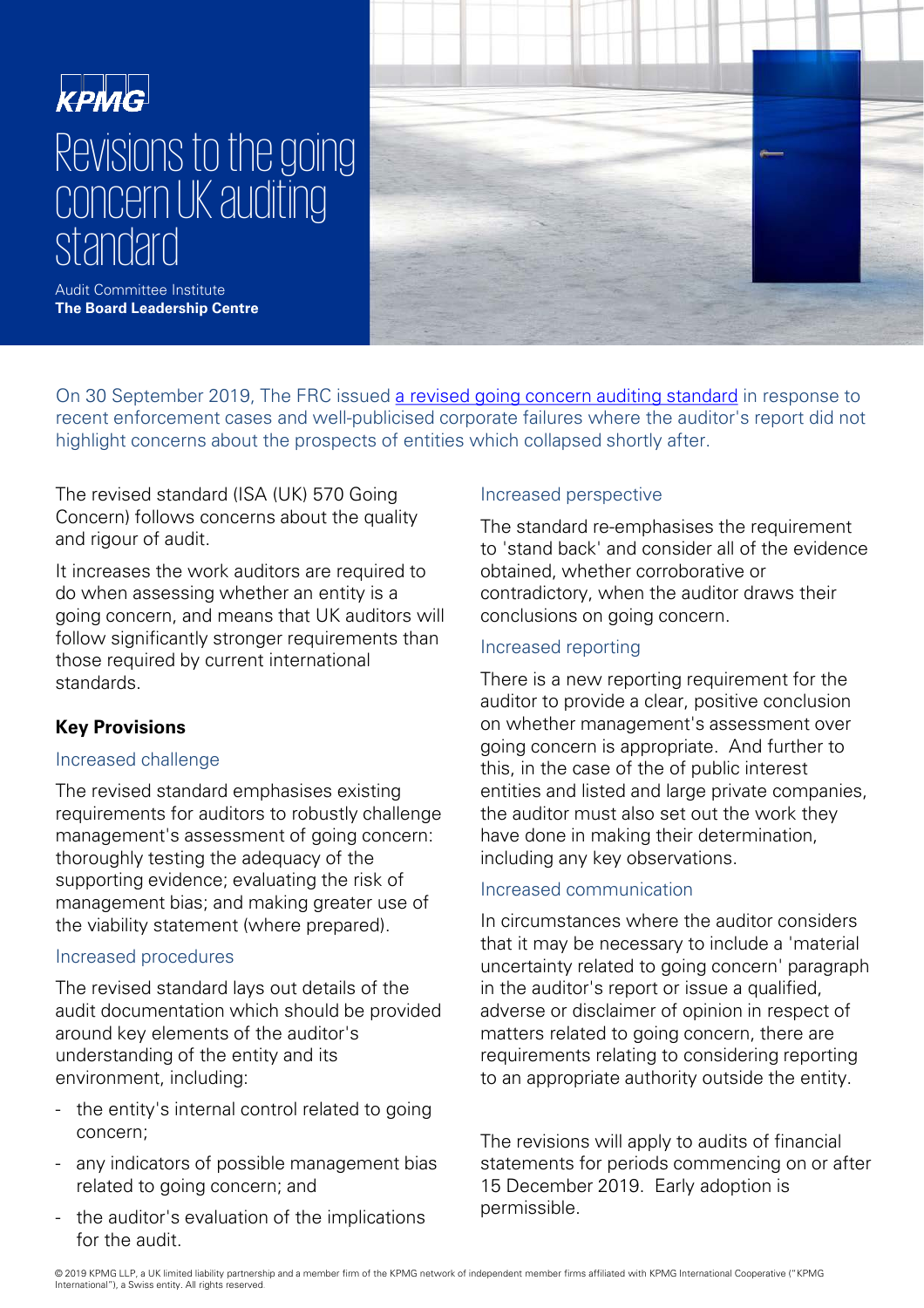KPMG

# Revisions to the going concern UK auditing standard

Audit Committee Institute
**The Board Leadership Centre**

On 30 September 2019, The FRC issued [a revised going concern auditing standard]() in response to recent enforcement cases and well-publicised corporate failures where the auditor's report did not highlight concerns about the prospects of entities which collapsed shortly after.

The revised standard (ISA (UK) 570 Going Concern) follows concerns about the quality and rigour of audit.

It increases the work auditors are required to do when assessing whether an entity is a going concern, and means that UK auditors will follow significantly stronger requirements than those required by current international standards.

## Key Provisions

### Increased challenge

The revised standard emphasises existing requirements for auditors to robustly challenge management's assessment of going concern: thoroughly testing the adequacy of the supporting evidence; evaluating the risk of management bias; and making greater use of the viability statement (where prepared).

### Increased procedures

The revised standard lays out details of the audit documentation which should be provided around key elements of the auditor's understanding of the entity and its environment, including:

- the entity's internal control related to going concern;
- any indicators of possible management bias related to going concern; and
- the auditor's evaluation of the implications for the audit.

### Increased perspective

The standard re-emphasises the requirement to 'stand back' and consider all of the evidence obtained, whether corroborative or contradictory, when the auditor draws their conclusions on going concern.

### Increased reporting

There is a new reporting requirement for the auditor to provide a clear, positive conclusion on whether management's assessment over going concern is appropriate. And further to this, in the case of the of public interest entities and listed and large private companies, the auditor must also set out the work they have done in making their determination, including any key observations.

### Increased communication

In circumstances where the auditor considers that it may be necessary to include a 'material uncertainty related to going concern' paragraph in the auditor's report or issue a qualified, adverse or disclaimer of opinion in respect of matters related to going concern, there are requirements relating to considering reporting to an appropriate authority outside the entity.

The revisions will apply to audits of financial statements for periods commencing on or after 15 December 2019. Early adoption is permissible.

© 2019 KPMG LLP, a UK limited liability partnership and a member firm of the KPMG network of independent member firms affiliated with KPMG International Cooperative ("KPMG International"), a Swiss entity. All rights reserved.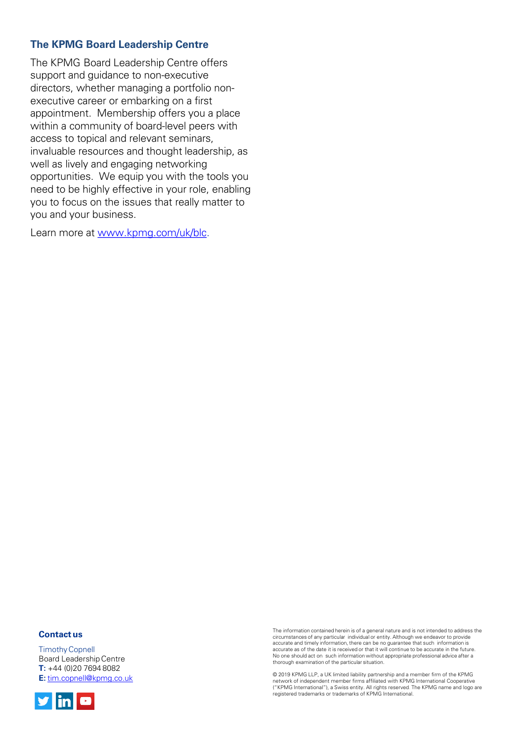## The KPMG Board Leadership Centre

The KPMG Board Leadership Centre offers support and guidance to non-executive directors, whether managing a portfolio non-executive career or embarking on a first appointment. Membership offers you a place within a community of board-level peers with access to topical and relevant seminars, invaluable resources and thought leadership, as well as lively and engaging networking opportunities. We equip you with the tools you need to be highly effective in your role, enabling you to focus on the issues that really matter to you and your business.

Learn more at www.kpmg.com/uk/blc.

**Contact us**

Timothy Copnell
Board Leadership Centre
**T:** +44 (0)20 7694 8082
**E:** tim.copnell@kpmg.co.uk

The information contained herein is of a general nature and is not intended to address the circumstances of any particular individual or entity. Although we endeavor to provide accurate and timely information, there can be no guarantee that such information is accurate as of the date it is received or that it will continue to be accurate in the future. No one should act on such information without appropriate professional advice after a thorough examination of the particular situation.

© 2019 KPMG LLP, a UK limited liability partnership and a member firm of the KPMG network of independent member firms affiliated with KPMG International Cooperative ("KPMG International"), a Swiss entity. All rights reserved. The KPMG name and logo are registered trademarks or trademarks of KPMG International.